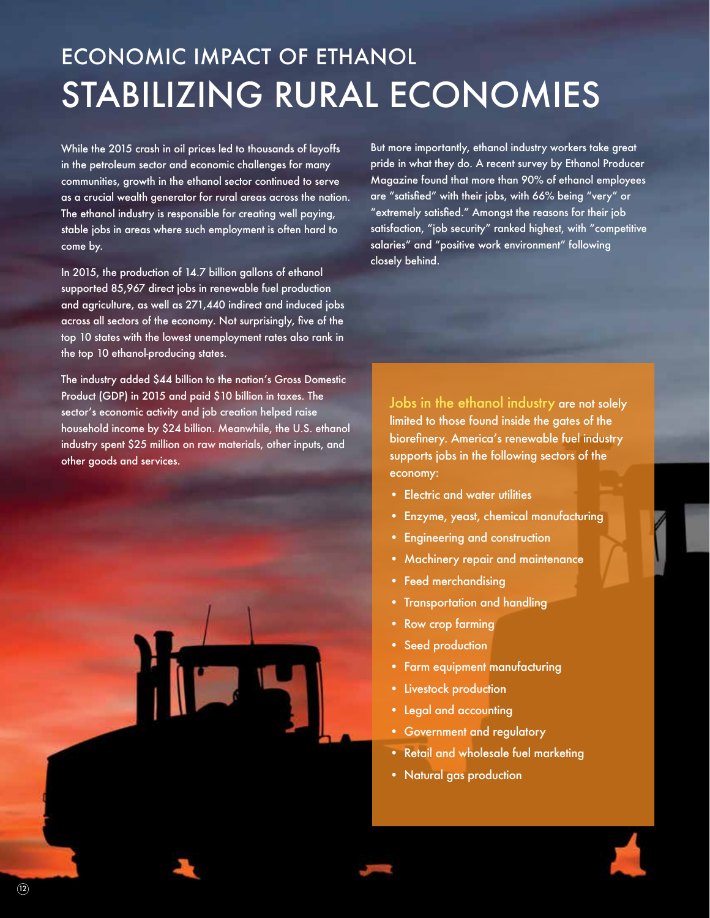# ECONOMIC IMPACT OF ETHANOL

# STABILIZING RURAL ECONOMIES

While the 2015 crash in oil prices led to thousands of layoffs in the petroleum sector and economic challenges for many communities, growth in the ethanol sector continued to serve as a crucial wealth generator for rural areas across the nation. The ethanol industry is responsible for creating well paying, stable jobs in areas where such employment is often hard to come by.

In 2015, the production of 14.7 billion gallons of ethanol supported 85,967 direct jobs in renewable fuel production and agriculture, as well as 271,440 indirect and induced jobs across all sectors of the economy. Not surprisingly, five of the top 10 states with the lowest unemployment rates also rank in the top 10 ethanol-producing states.

The industry added $44 billion to the nation's Gross Domestic Product (GDP) in 2015 and paid $10 billion in taxes. The sector's economic activity and job creation helped raise household income by $24 billion. Meanwhile, the U.S. ethanol industry spent $25 million on raw materials, other inputs, and other goods and services.

But more importantly, ethanol industry workers take great pride in what they do. A recent survey by Ethanol Producer Magazine found that more than 90% of ethanol employees are "satisfied" with their jobs, with 66% being "very" or "extremely satisfied." Amongst the reasons for their job satisfaction, "job security" ranked highest, with "competitive salaries" and "positive work environment" following closely behind.

Jobs in the ethanol industry are not solely limited to those found inside the gates of the biorefinery. America's renewable fuel industry supports jobs in the following sectors of the economy:

- Electric and water utilities
- Enzyme, yeast, chemical manufacturing
- Engineering and construction
- Machinery repair and maintenance
- Feed merchandising
- Transportation and handling
- Row crop farming
- Seed production
- Farm equipment manufacturing
- Livestock production
- Legal and accounting
- Government and regulatory
- Retail and wholesale fuel marketing
- Natural gas production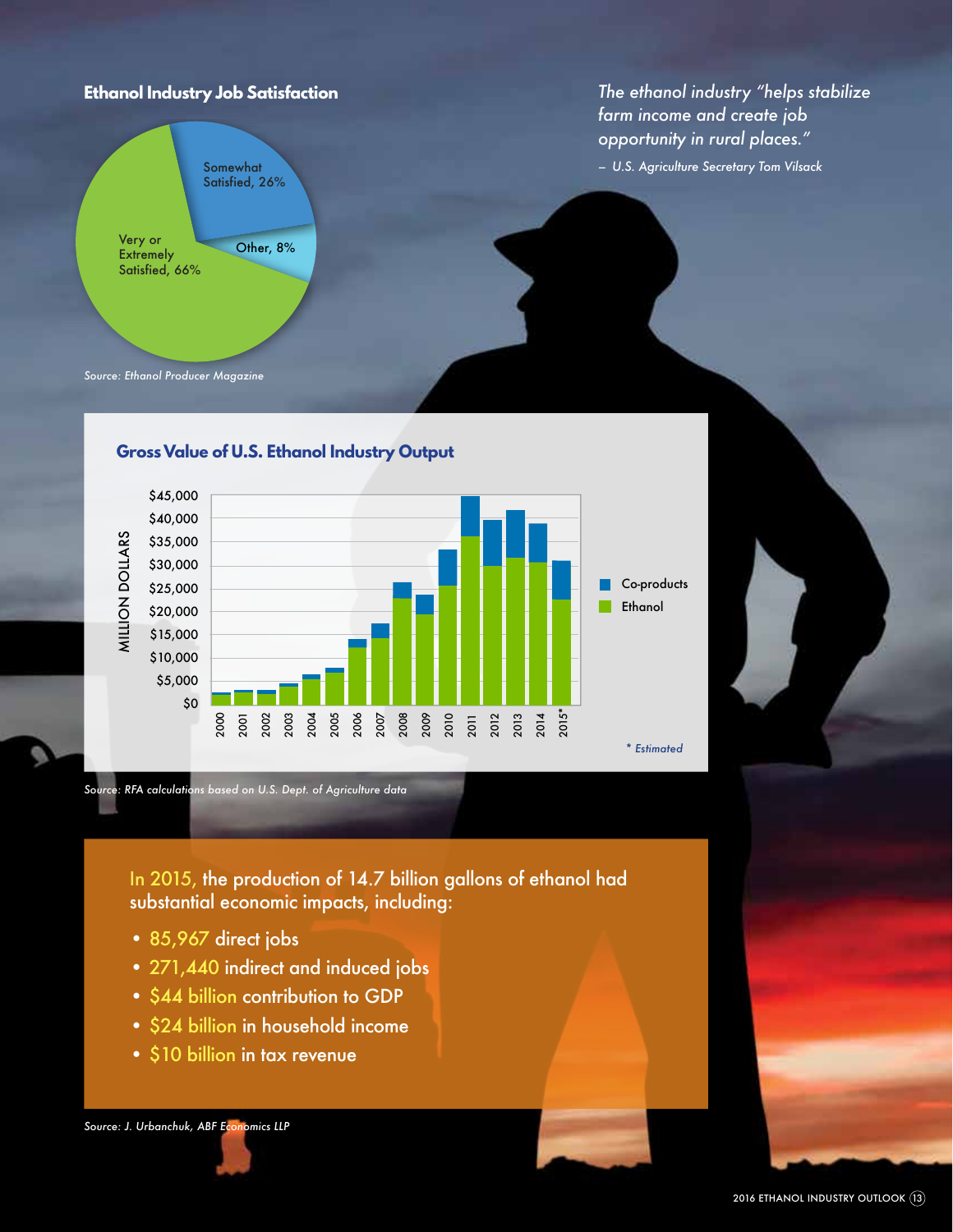## Ethanol Industry Job Satisfaction

Somewhat Satisfied, 26%

Other, 8%

Very or Extremely Satisfied, 66%

*Source: Ethanol Producer Magazine*

*The ethanol industry "helps stabilize farm income and create job opportunity in rural places."*

*– U.S. Agriculture Secretary Tom Vilsack*

## Gross Value of U.S. Ethanol Industry Output

MILLION DOLLARS

$45,000
$40,000
$35,000
$30,000
$25,000
$20,000
$15,000
$10,000
$5,000
$0

2000 2001 2002 2003 2004 2005 2006 2007 2008 2009 2010 2011 2012 2013 2014 2015*

Co-products
Ethanol

*\* Estimated*

*Source: RFA calculations based on U.S. Dept. of Agriculture data*

In 2015, the production of 14.7 billion gallons of ethanol had substantial economic impacts, including:

- 85,967 direct jobs
- 271,440 indirect and induced jobs
- $44 billion contribution to GDP
- $24 billion in household income
- $10 billion in tax revenue

*Source: J. Urbanchuk, ABF Economics LLP*